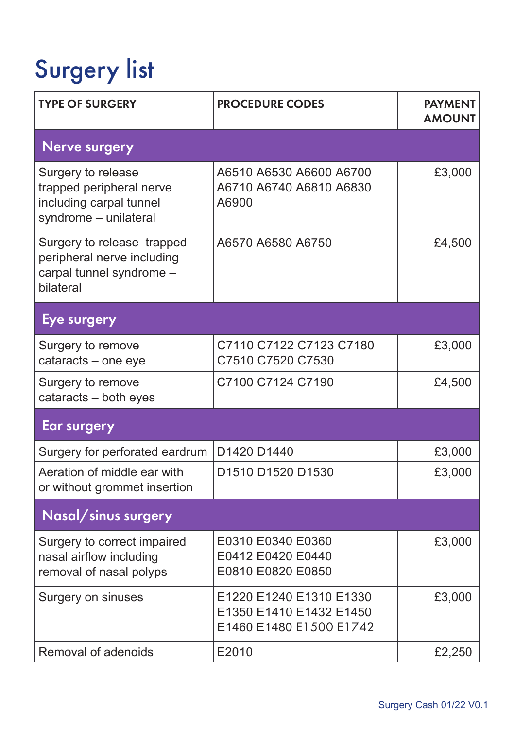# Surgery list

| TYPE OF SURGERY | PROCEDURE CODES | PAYMENT AMOUNT |
|---|---|---|
| **Nerve surgery** | | |
| Surgery to release trapped peripheral nerve including carpal tunnel syndrome – unilateral | A6510 A6530 A6600 A6700 A6710 A6740 A6810 A6830 A6900 | £3,000 |
| Surgery to release trapped peripheral nerve including carpal tunnel syndrome – bilateral | A6570 A6580 A6750 | £4,500 |
| **Eye surgery** | | |
| Surgery to remove cataracts – one eye | C7110 C7122 C7123 C7180 C7510 C7520 C7530 | £3,000 |
| Surgery to remove cataracts – both eyes | C7100 C7124 C7190 | £4,500 |
| **Ear surgery** | | |
| Surgery for perforated eardrum | D1420 D1440 | £3,000 |
| Aeration of middle ear with or without grommet insertion | D1510 D1520 D1530 | £3,000 |
| **Nasal/sinus surgery** | | |
| Surgery to correct impaired nasal airflow including removal of nasal polyps | E0310 E0340 E0360 E0412 E0420 E0440 E0810 E0820 E0850 | £3,000 |
| Surgery on sinuses | E1220 E1240 E1310 E1330 E1350 E1410 E1432 E1450 E1460 E1480 E1500 E1742 | £3,000 |
| Removal of adenoids | E2010 | £2,250 |

Surgery Cash 01/22 V0.1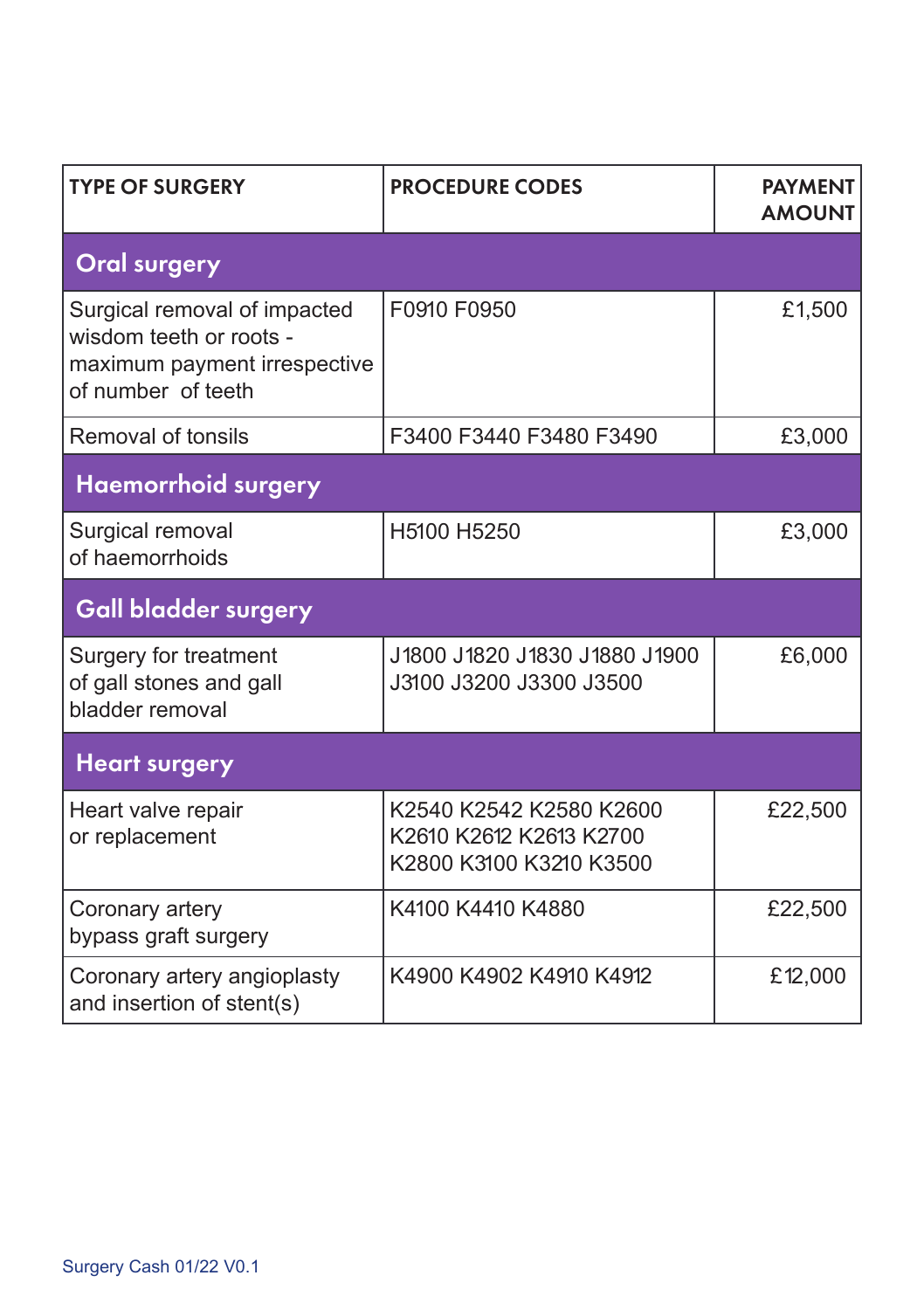| TYPE OF SURGERY | PROCEDURE CODES | PAYMENT AMOUNT |
|---|---|---|
| **Oral surgery** | | |
| Surgical removal of impacted wisdom teeth or roots - maximum payment irrespective of number of teeth | F0910 F0950 | £1,500 |
| Removal of tonsils | F3400 F3440 F3480 F3490 | £3,000 |
| **Haemorrhoid surgery** | | |
| Surgical removal of haemorrhoids | H5100 H5250 | £3,000 |
| **Gall bladder surgery** | | |
| Surgery for treatment of gall stones and gall bladder removal | J1800 J1820 J1830 J1880 J1900 J3100 J3200 J3300 J3500 | £6,000 |
| **Heart surgery** | | |
| Heart valve repair or replacement | K2540 K2542 K2580 K2600 K2610 K2612 K2613 K2700 K2800 K3100 K3210 K3500 | £22,500 |
| Coronary artery bypass graft surgery | K4100 K4410 K4880 | £22,500 |
| Coronary artery angioplasty and insertion of stent(s) | K4900 K4902 K4910 K4912 | £12,000 |

Surgery Cash 01/22 V0.1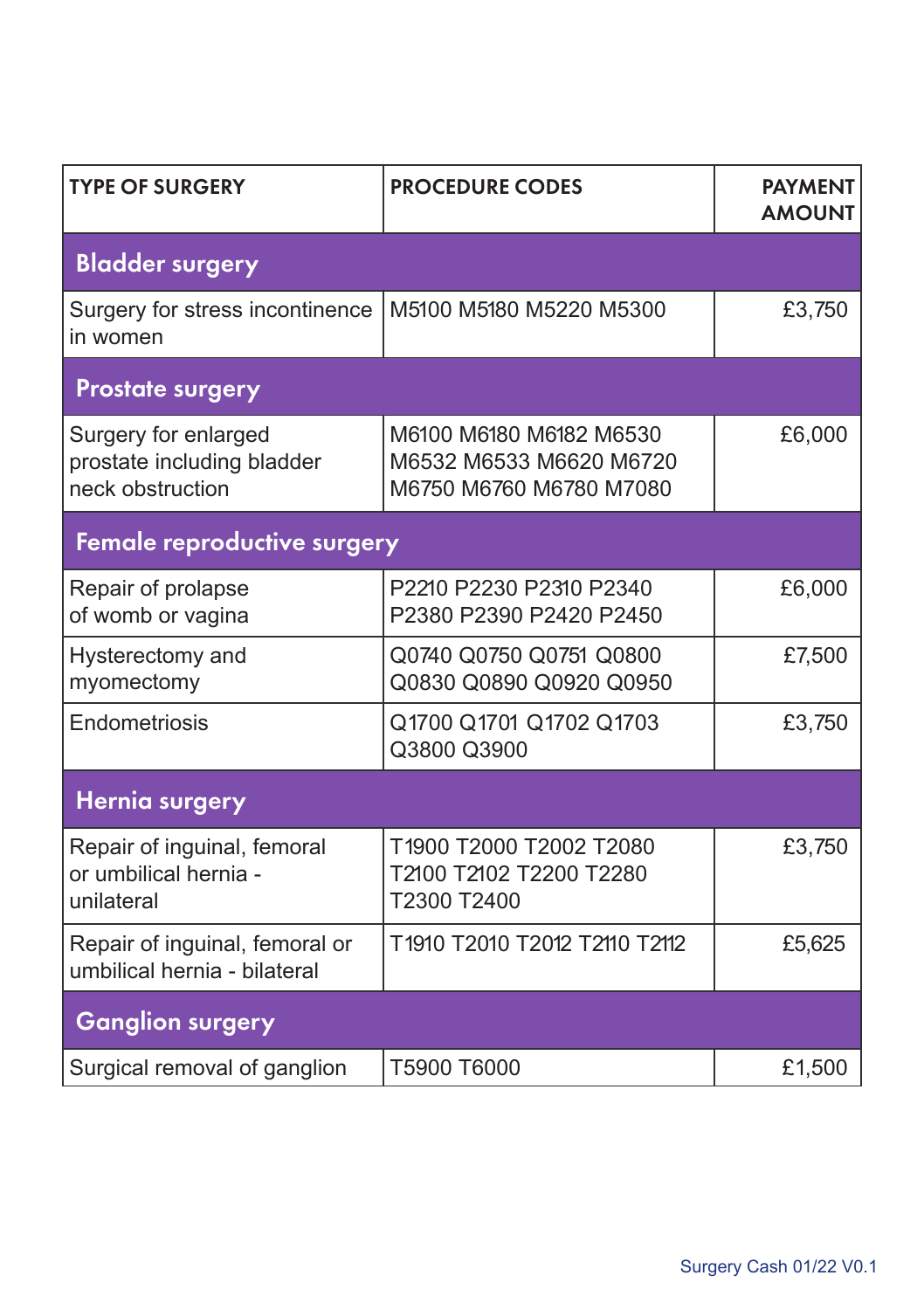| TYPE OF SURGERY | PROCEDURE CODES | PAYMENT AMOUNT |
|---|---|---|
| **Bladder surgery** | | |
| Surgery for stress incontinence in women | M5100 M5180 M5220 M5300 | £3,750 |
| **Prostate surgery** | | |
| Surgery for enlarged prostate including bladder neck obstruction | M6100 M6180 M6182 M6530 M6532 M6533 M6620 M6720 M6750 M6760 M6780 M7080 | £6,000 |
| **Female reproductive surgery** | | |
| Repair of prolapse of womb or vagina | P2210 P2230 P2310 P2340 P2380 P2390 P2420 P2450 | £6,000 |
| Hysterectomy and myomectomy | Q0740 Q0750 Q0751 Q0800 Q0830 Q0890 Q0920 Q0950 | £7,500 |
| Endometriosis | Q1700 Q1701 Q1702 Q1703 Q3800 Q3900 | £3,750 |
| **Hernia surgery** | | |
| Repair of inguinal, femoral or umbilical hernia - unilateral | T1900 T2000 T2002 T2080 T2100 T2102 T2200 T2280 T2300 T2400 | £3,750 |
| Repair of inguinal, femoral or umbilical hernia - bilateral | T1910 T2010 T2012 T2110 T2112 | £5,625 |
| **Ganglion surgery** | | |
| Surgical removal of ganglion | T5900 T6000 | £1,500 |

Surgery Cash 01/22 V0.1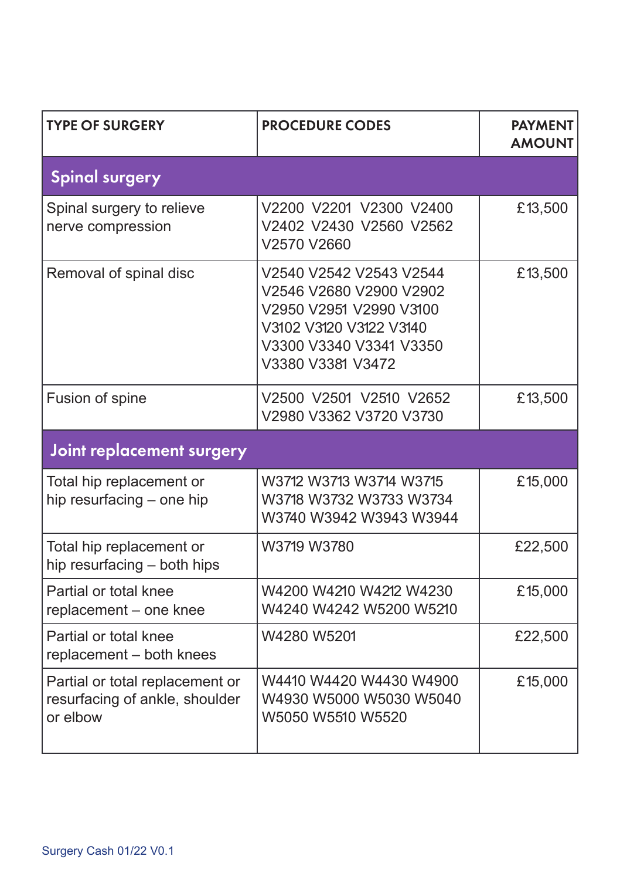| TYPE OF SURGERY | PROCEDURE CODES | PAYMENT AMOUNT |
| --- | --- | --- |
| **Spinal surgery** | | |
| Spinal surgery to relieve nerve compression | V2200 V2201 V2300 V2400 V2402 V2430 V2560 V2562 V2570 V2660 | £13,500 |
| Removal of spinal disc | V2540 V2542 V2543 V2544 V2546 V2680 V2900 V2902 V2950 V2951 V2990 V3100 V3102 V3120 V3122 V3140 V3300 V3340 V3341 V3350 V3380 V3381 V3472 | £13,500 |
| Fusion of spine | V2500 V2501 V2510 V2652 V2980 V3362 V3720 V3730 | £13,500 |
| **Joint replacement surgery** | | |
| Total hip replacement or hip resurfacing – one hip | W3712 W3713 W3714 W3715 W3718 W3732 W3733 W3734 W3740 W3942 W3943 W3944 | £15,000 |
| Total hip replacement or hip resurfacing – both hips | W3719 W3780 | £22,500 |
| Partial or total knee replacement – one knee | W4200 W4210 W4212 W4230 W4240 W4242 W5200 W5210 | £15,000 |
| Partial or total knee replacement – both knees | W4280 W5201 | £22,500 |
| Partial or total replacement or resurfacing of ankle, shoulder or elbow | W4410 W4420 W4430 W4900 W4930 W5000 W5030 W5040 W5050 W5510 W5520 | £15,000 |

Surgery Cash 01/22 V0.1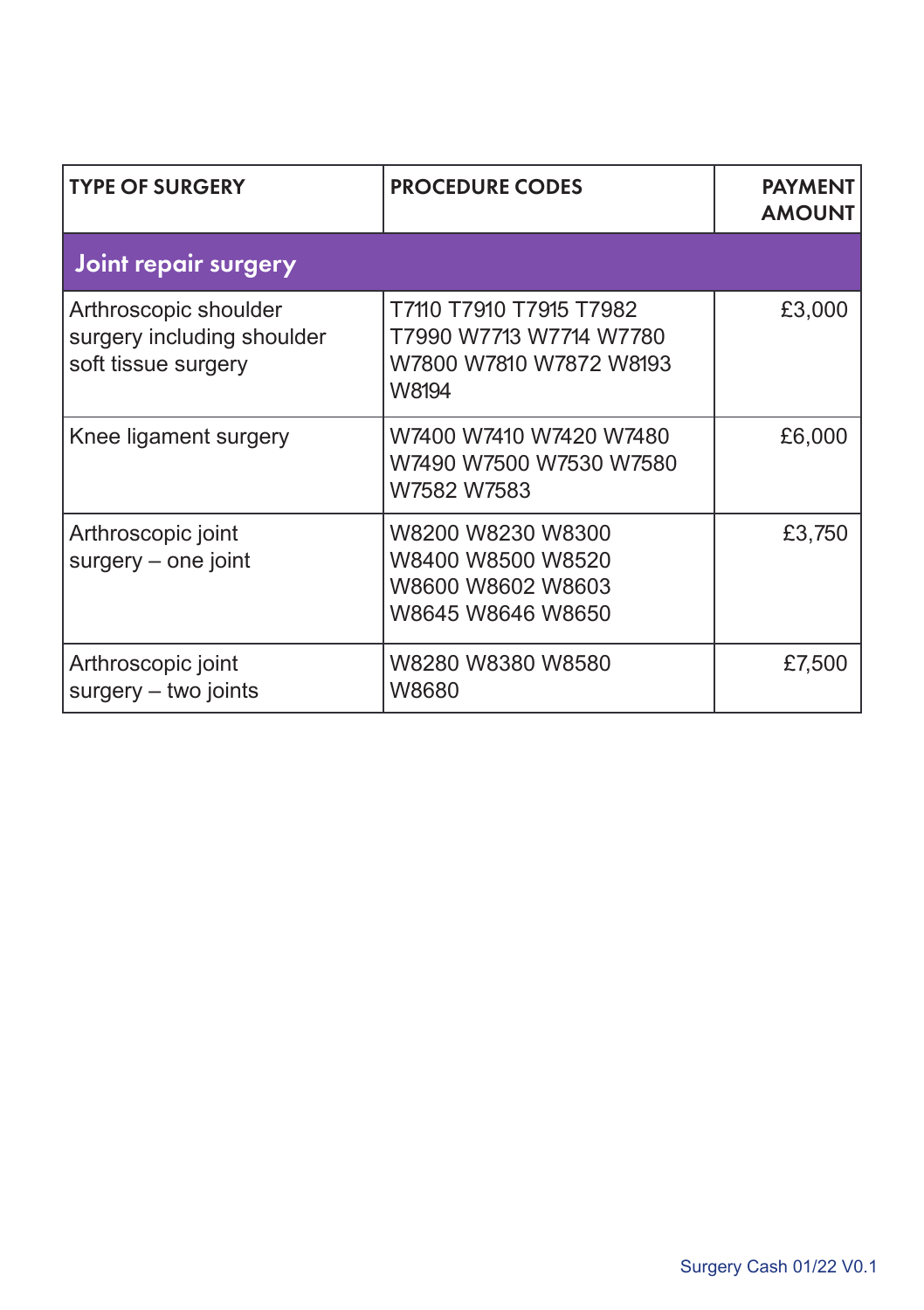| TYPE OF SURGERY | PROCEDURE CODES | PAYMENT AMOUNT |
|---|---|---|
| **Joint repair surgery** | | |
| Arthroscopic shoulder surgery including shoulder soft tissue surgery | T7110 T7910 T7915 T7982 T7990 W7713 W7714 W7780 W7800 W7810 W7872 W8193 W8194 | £3,000 |
| Knee ligament surgery | W7400 W7410 W7420 W7480 W7490 W7500 W7530 W7580 W7582 W7583 | £6,000 |
| Arthroscopic joint surgery – one joint | W8200 W8230 W8300 W8400 W8500 W8520 W8600 W8602 W8603 W8645 W8646 W8650 | £3,750 |
| Arthroscopic joint surgery – two joints | W8280 W8380 W8580 W8680 | £7,500 |

Surgery Cash 01/22 V0.1